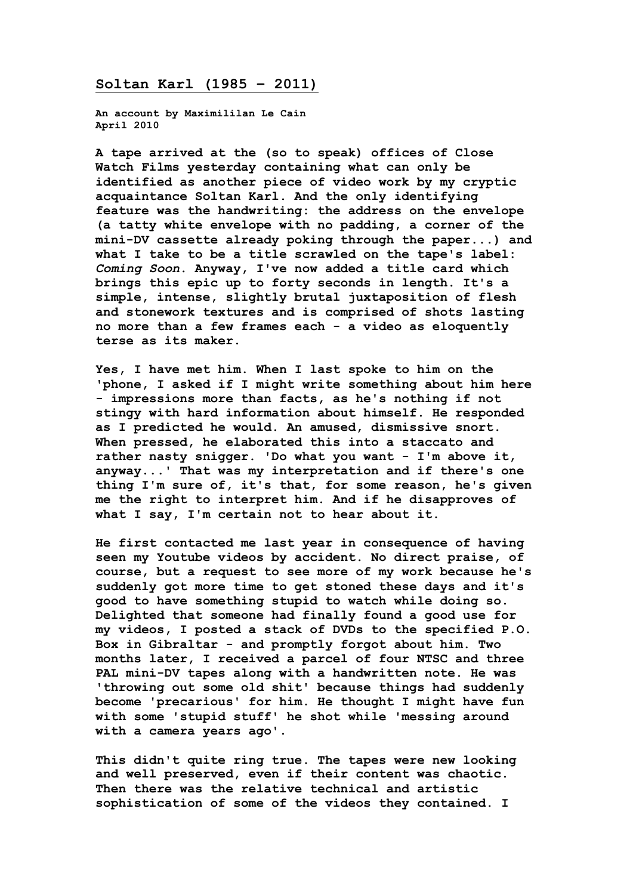## Soltan Karl (1985 – 2011)

**An account by Maximililan Le Cain**
**April 2010**

**A tape arrived at the (so to speak) offices of Close Watch Films yesterday containing what can only be identified as another piece of video work by my cryptic acquaintance Soltan Karl. And the only identifying feature was the handwriting: the address on the envelope (a tatty white envelope with no padding, a corner of the mini-DV cassette already poking through the paper...) and what I take to be a title scrawled on the tape's label: *Coming Soon*. Anyway, I've now added a title card which brings this epic up to forty seconds in length. It's a simple, intense, slightly brutal juxtaposition of flesh and stonework textures and is comprised of shots lasting no more than a few frames each - a video as eloquently terse as its maker.**

**Yes, I have met him. When I last spoke to him on the 'phone, I asked if I might write something about him here - impressions more than facts, as he's nothing if not stingy with hard information about himself. He responded as I predicted he would. An amused, dismissive snort. When pressed, he elaborated this into a staccato and rather nasty snigger. 'Do what you want - I'm above it, anyway...' That was my interpretation and if there's one thing I'm sure of, it's that, for some reason, he's given me the right to interpret him. And if he disapproves of what I say, I'm certain not to hear about it.**

**He first contacted me last year in consequence of having seen my Youtube videos by accident. No direct praise, of course, but a request to see more of my work because he's suddenly got more time to get stoned these days and it's good to have something stupid to watch while doing so. Delighted that someone had finally found a good use for my videos, I posted a stack of DVDs to the specified P.O. Box in Gibraltar - and promptly forgot about him. Two months later, I received a parcel of four NTSC and three PAL mini-DV tapes along with a handwritten note. He was 'throwing out some old shit' because things had suddenly become 'precarious' for him. He thought I might have fun with some 'stupid stuff' he shot while 'messing around with a camera years ago'.**

**This didn't quite ring true. The tapes were new looking and well preserved, even if their content was chaotic. Then there was the relative technical and artistic sophistication of some of the videos they contained. I**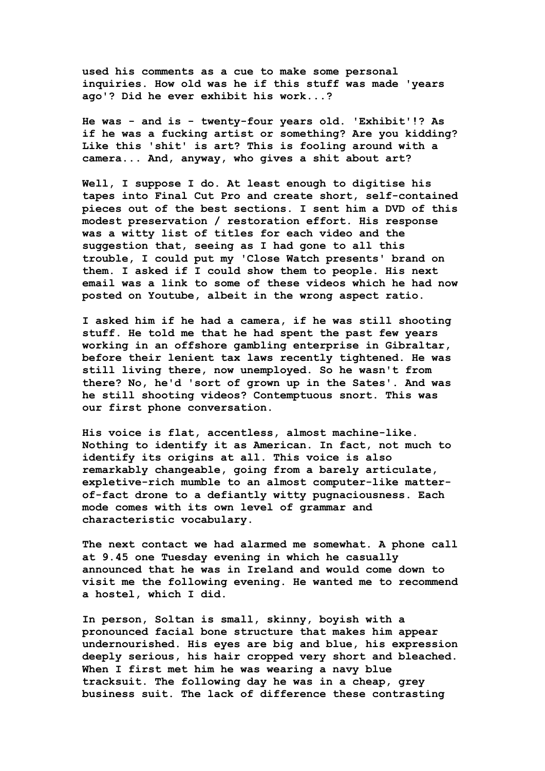used his comments as a cue to make some personal inquiries. How old was he if this stuff was made 'years ago'? Did he ever exhibit his work...?

He was - and is - twenty-four years old. 'Exhibit'!? As if he was a fucking artist or something? Are you kidding? Like this 'shit' is art? This is fooling around with a camera... And, anyway, who gives a shit about art?

Well, I suppose I do. At least enough to digitise his tapes into Final Cut Pro and create short, self-contained pieces out of the best sections. I sent him a DVD of this modest preservation / restoration effort. His response was a witty list of titles for each video and the suggestion that, seeing as I had gone to all this trouble, I could put my 'Close Watch presents' brand on them. I asked if I could show them to people. His next email was a link to some of these videos which he had now posted on Youtube, albeit in the wrong aspect ratio.

I asked him if he had a camera, if he was still shooting stuff. He told me that he had spent the past few years working in an offshore gambling enterprise in Gibraltar, before their lenient tax laws recently tightened. He was still living there, now unemployed. So he wasn't from there? No, he'd 'sort of grown up in the Sates'. And was he still shooting videos? Contemptuous snort. This was our first phone conversation.

His voice is flat, accentless, almost machine-like. Nothing to identify it as American. In fact, not much to identify its origins at all. This voice is also remarkably changeable, going from a barely articulate, expletive-rich mumble to an almost computer-like matter-of-fact drone to a defiantly witty pugnaciousness. Each mode comes with its own level of grammar and characteristic vocabulary.

The next contact we had alarmed me somewhat. A phone call at 9.45 one Tuesday evening in which he casually announced that he was in Ireland and would come down to visit me the following evening. He wanted me to recommend a hostel, which I did.

In person, Soltan is small, skinny, boyish with a pronounced facial bone structure that makes him appear undernourished. His eyes are big and blue, his expression deeply serious, his hair cropped very short and bleached. When I first met him he was wearing a navy blue tracksuit. The following day he was in a cheap, grey business suit. The lack of difference these contrasting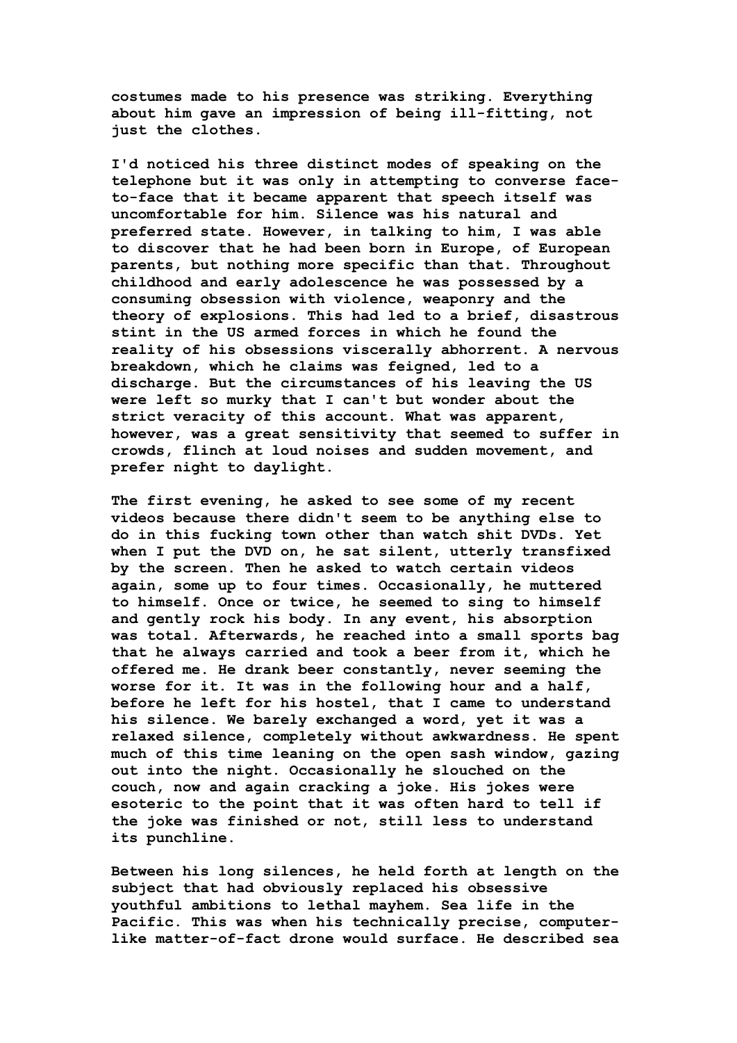costumes made to his presence was striking. Everything about him gave an impression of being ill-fitting, not just the clothes.

I'd noticed his three distinct modes of speaking on the telephone but it was only in attempting to converse face-to-face that it became apparent that speech itself was uncomfortable for him. Silence was his natural and preferred state. However, in talking to him, I was able to discover that he had been born in Europe, of European parents, but nothing more specific than that. Throughout childhood and early adolescence he was possessed by a consuming obsession with violence, weaponry and the theory of explosions. This had led to a brief, disastrous stint in the US armed forces in which he found the reality of his obsessions viscerally abhorrent. A nervous breakdown, which he claims was feigned, led to a discharge. But the circumstances of his leaving the US were left so murky that I can't but wonder about the strict veracity of this account. What was apparent, however, was a great sensitivity that seemed to suffer in crowds, flinch at loud noises and sudden movement, and prefer night to daylight.

The first evening, he asked to see some of my recent videos because there didn't seem to be anything else to do in this fucking town other than watch shit DVDs. Yet when I put the DVD on, he sat silent, utterly transfixed by the screen. Then he asked to watch certain videos again, some up to four times. Occasionally, he muttered to himself. Once or twice, he seemed to sing to himself and gently rock his body. In any event, his absorption was total. Afterwards, he reached into a small sports bag that he always carried and took a beer from it, which he offered me. He drank beer constantly, never seeming the worse for it. It was in the following hour and a half, before he left for his hostel, that I came to understand his silence. We barely exchanged a word, yet it was a relaxed silence, completely without awkwardness. He spent much of this time leaning on the open sash window, gazing out into the night. Occasionally he slouched on the couch, now and again cracking a joke. His jokes were esoteric to the point that it was often hard to tell if the joke was finished or not, still less to understand its punchline.

Between his long silences, he held forth at length on the subject that had obviously replaced his obsessive youthful ambitions to lethal mayhem. Sea life in the Pacific. This was when his technically precise, computer-like matter-of-fact drone would surface. He described sea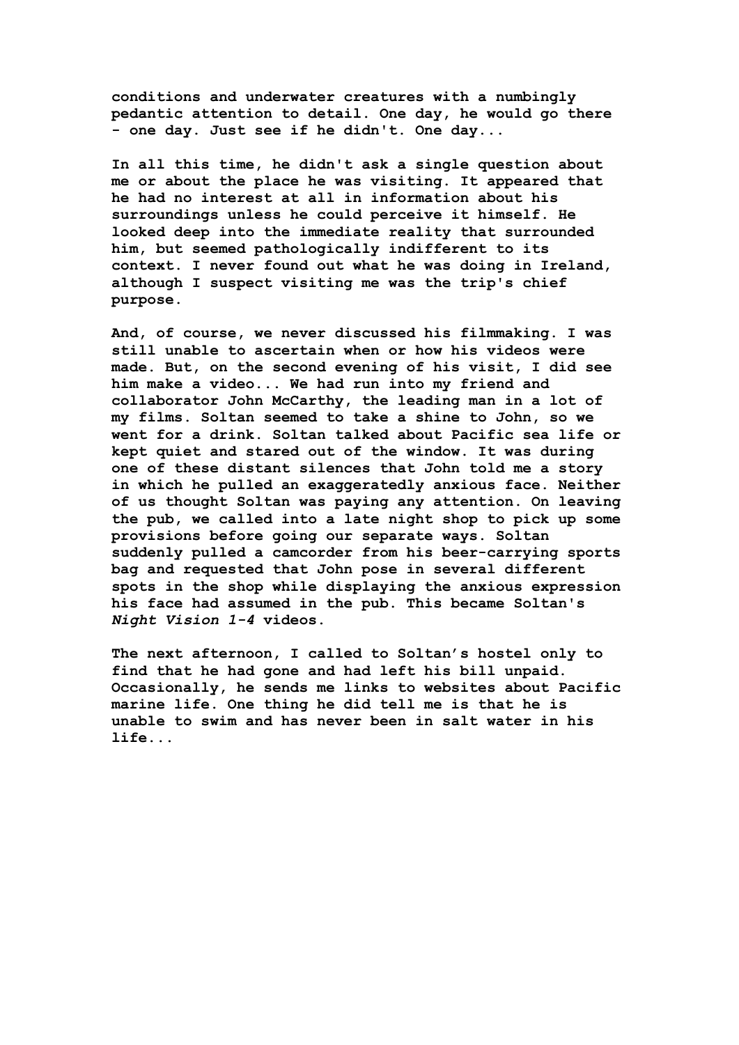conditions and underwater creatures with a numbingly pedantic attention to detail. One day, he would go there - one day. Just see if he didn't. One day...

In all this time, he didn't ask a single question about me or about the place he was visiting. It appeared that he had no interest at all in information about his surroundings unless he could perceive it himself. He looked deep into the immediate reality that surrounded him, but seemed pathologically indifferent to its context. I never found out what he was doing in Ireland, although I suspect visiting me was the trip's chief purpose.

And, of course, we never discussed his filmmaking. I was still unable to ascertain when or how his videos were made. But, on the second evening of his visit, I did see him make a video... We had run into my friend and collaborator John McCarthy, the leading man in a lot of my films. Soltan seemed to take a shine to John, so we went for a drink. Soltan talked about Pacific sea life or kept quiet and stared out of the window. It was during one of these distant silences that John told me a story in which he pulled an exaggeratedly anxious face. Neither of us thought Soltan was paying any attention. On leaving the pub, we called into a late night shop to pick up some provisions before going our separate ways. Soltan suddenly pulled a camcorder from his beer-carrying sports bag and requested that John pose in several different spots in the shop while displaying the anxious expression his face had assumed in the pub. This became Soltan's *Night Vision 1-4* videos.

The next afternoon, I called to Soltan's hostel only to find that he had gone and had left his bill unpaid. Occasionally, he sends me links to websites about Pacific marine life. One thing he did tell me is that he is unable to swim and has never been in salt water in his life...